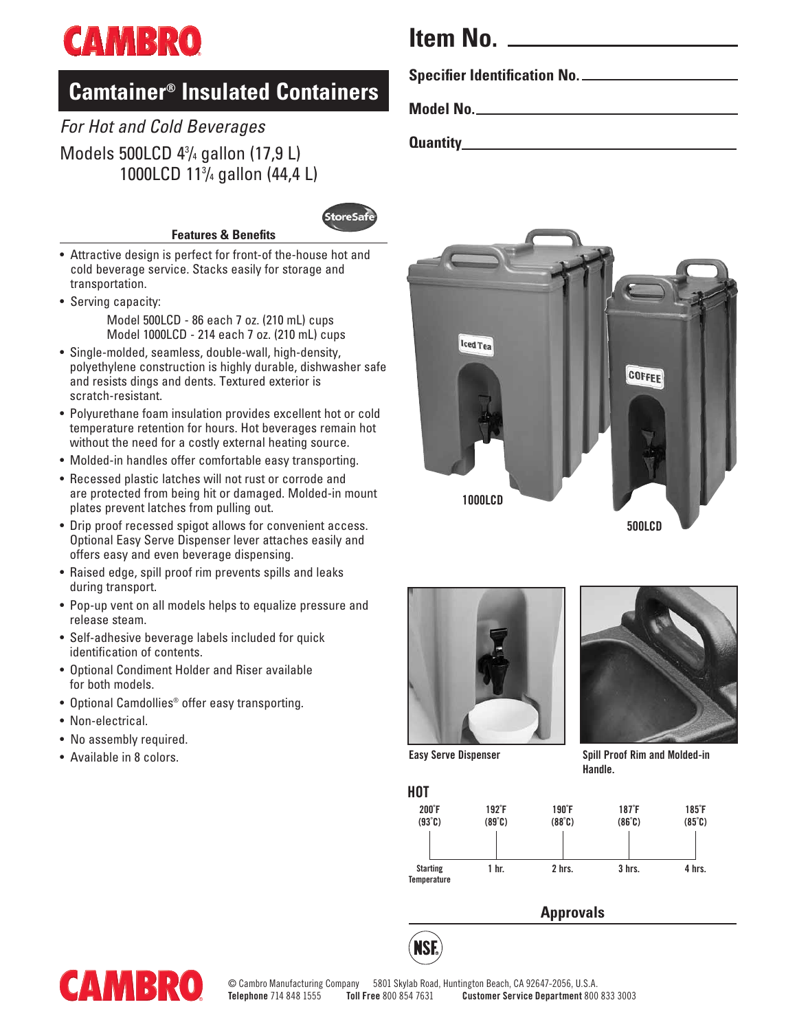# Camtainer® Insulated Containers

*For Hot and Cold Beverages*

Models 500LCD 4¾ gallon (17,9 L)
1000LCD 11¾ gallon (44,4 L)

**Item No.** ______________________

**Specifier Identification No.** ______________________

**Model No.** ______________________

**Quantity** ______________________

### Features & Benefits

- Attractive design is perfect for front-of the-house hot and cold beverage service. Stacks easily for storage and transportation.
- Serving capacity:
  - Model 500LCD - 86 each 7 oz. (210 mL) cups
  - Model 1000LCD - 214 each 7 oz. (210 mL) cups
- Single-molded, seamless, double-wall, high-density, polyethylene construction is highly durable, dishwasher safe and resists dings and dents. Textured exterior is scratch-resistant.
- Polyurethane foam insulation provides excellent hot or cold temperature retention for hours. Hot beverages remain hot without the need for a costly external heating source.
- Molded-in handles offer comfortable easy transporting.
- Recessed plastic latches will not rust or corrode and are protected from being hit or damaged. Molded-in mount plates prevent latches from pulling out.
- Drip proof recessed spigot allows for convenient access. Optional Easy Serve Dispenser lever attaches easily and offers easy and even beverage dispensing.
- Raised edge, spill proof rim prevents spills and leaks during transport.
- Pop-up vent on all models helps to equalize pressure and release steam.
- Self-adhesive beverage labels included for quick identification of contents.
- Optional Condiment Holder and Riser available for both models.
- Optional Camdollies® offer easy transporting.
- Non-electrical.
- No assembly required.
- Available in 8 colors.

1000LCD

500LCD

Easy Serve Dispenser

Spill Proof Rim and Molded-in Handle.

**HOT**

| Starting Temperature | 1 hr. | 2 hrs. | 3 hrs. | 4 hrs. |
|---|---|---|---|---|
| 200°F (93°C) | 192°F (89°C) | 190°F (88°C) | 187°F (86°C) | 185°F (85°C) |

### Approvals

NSF

© Cambro Manufacturing Company 5801 Skylab Road, Huntington Beach, CA 92647-2056, U.S.A.
**Telephone** 714 848 1555 **Toll Free** 800 854 7631 **Customer Service Department** 800 833 3003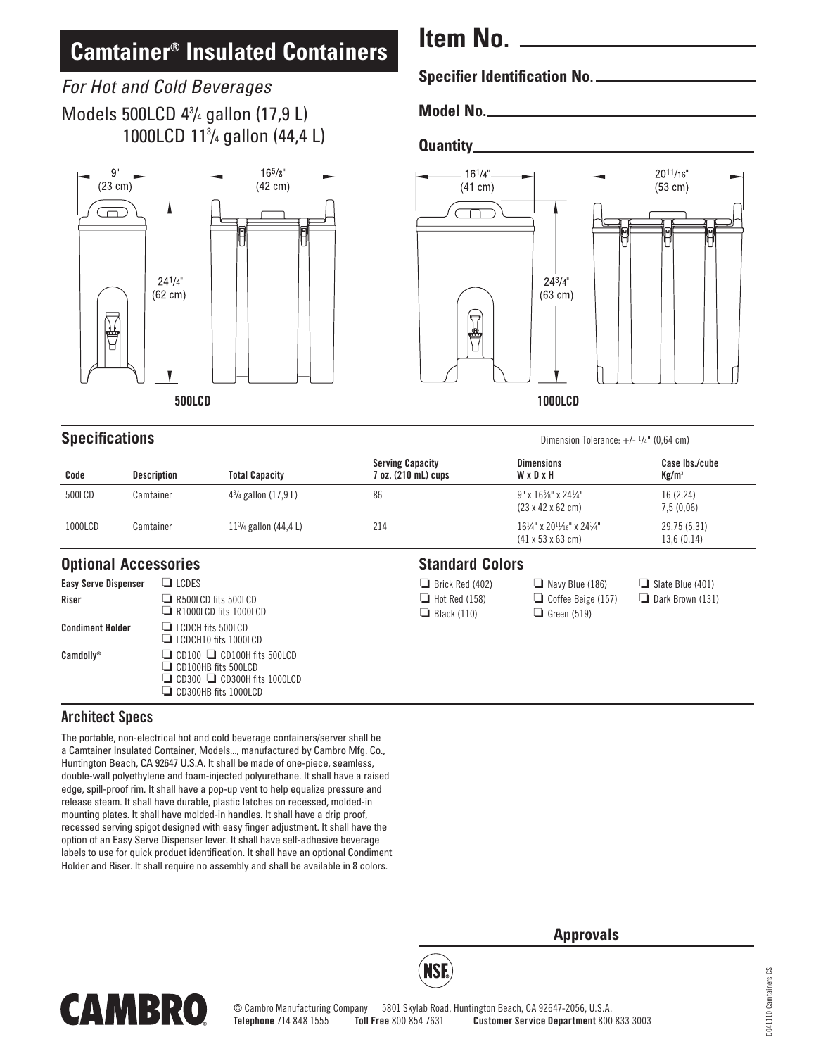# Camtainer® Insulated Containers

*For Hot and Cold Beverages*

Models 500LCD 4¾ gallon (17,9 L)
1000LCD 11¾ gallon (44,4 L)

**Item No.** ______________________

**Specifier Identification No.** ______________________

**Model No.** ______________________

**Quantity** ______________________

9" (23 cm)
16⅝" (42 cm)
24¼" (62 cm)
**500LCD**

16¼" (41 cm)
20¹¹⁄₁₆" (53 cm)
24¾" (63 cm)
**1000LCD**

## Specifications

Dimension Tolerance: +/- ¼" (0,64 cm)

| Code | Description | Total Capacity | Serving Capacity 7 oz. (210 mL) cups | Dimensions W x D x H | Case lbs./cube Kg/m³ |
|---|---|---|---|---|---|
| 500LCD | Camtainer | 4¾ gallon (17,9 L) | 86 | 9" x 16⅝" x 24¼" (23 x 42 x 62 cm) | 16 (2.24) 7,5 (0,06) |
| 1000LCD | Camtainer | 11¾ gallon (44,4 L) | 214 | 16¼" x 20¹¹⁄₁₆" x 24¾" (41 x 53 x 63 cm) | 29.75 (5.31) 13,6 (0,14) |

## Optional Accessories

| | |
|---|---|
| **Easy Serve Dispenser** | ❑ LCDES |
| **Riser** | ❑ R500LCD fits 500LCD<br>❑ R1000LCD fits 1000LCD |
| **Condiment Holder** | ❑ LCDCH fits 500LCD<br>❑ LCDCH10 fits 1000LCD |
| **Camdolly®** | ❑ CD100 ❑ CD100H fits 500LCD<br>❑ CD100HB fits 500LCD<br>❑ CD300 ❑ CD300H fits 1000LCD<br>❑ CD300HB fits 1000LCD |

## Standard Colors

| | | |
|---|---|---|
| ❑ Brick Red (402) | ❑ Navy Blue (186) | ❑ Slate Blue (401) |
| ❑ Hot Red (158) | ❑ Coffee Beige (157) | ❑ Dark Brown (131) |
| ❑ Black (110) | ❑ Green (519) | |

## Architect Specs

The portable, non-electrical hot and cold beverage containers/server shall be a Camtainer Insulated Container, Models..., manufactured by Cambro Mfg. Co., Huntington Beach, CA 92647 U.S.A. It shall be made of one-piece, seamless, double-wall polyethylene and foam-injected polyurethane. It shall have a raised edge, spill-proof rim. It shall have a pop-up vent to help equalize pressure and release steam. It shall have durable, plastic latches on recessed, molded-in mounting plates. It shall have molded-in handles. It shall have a drip proof, recessed serving spigot designed with easy finger adjustment. It shall have the option of an Easy Serve Dispenser lever. It shall have self-adhesive beverage labels to use for quick product identification. It shall have an optional Condiment Holder and Riser. It shall require no assembly and shall be available in 8 colors.

## Approvals

NSF

CAMBRO

© Cambro Manufacturing Company 5801 Skylab Road, Huntington Beach, CA 92647-2056, U.S.A.
**Telephone** 714 848 1555 **Toll Free** 800 854 7631 **Customer Service Department** 800 833 3003

D041110 Camtainers CS